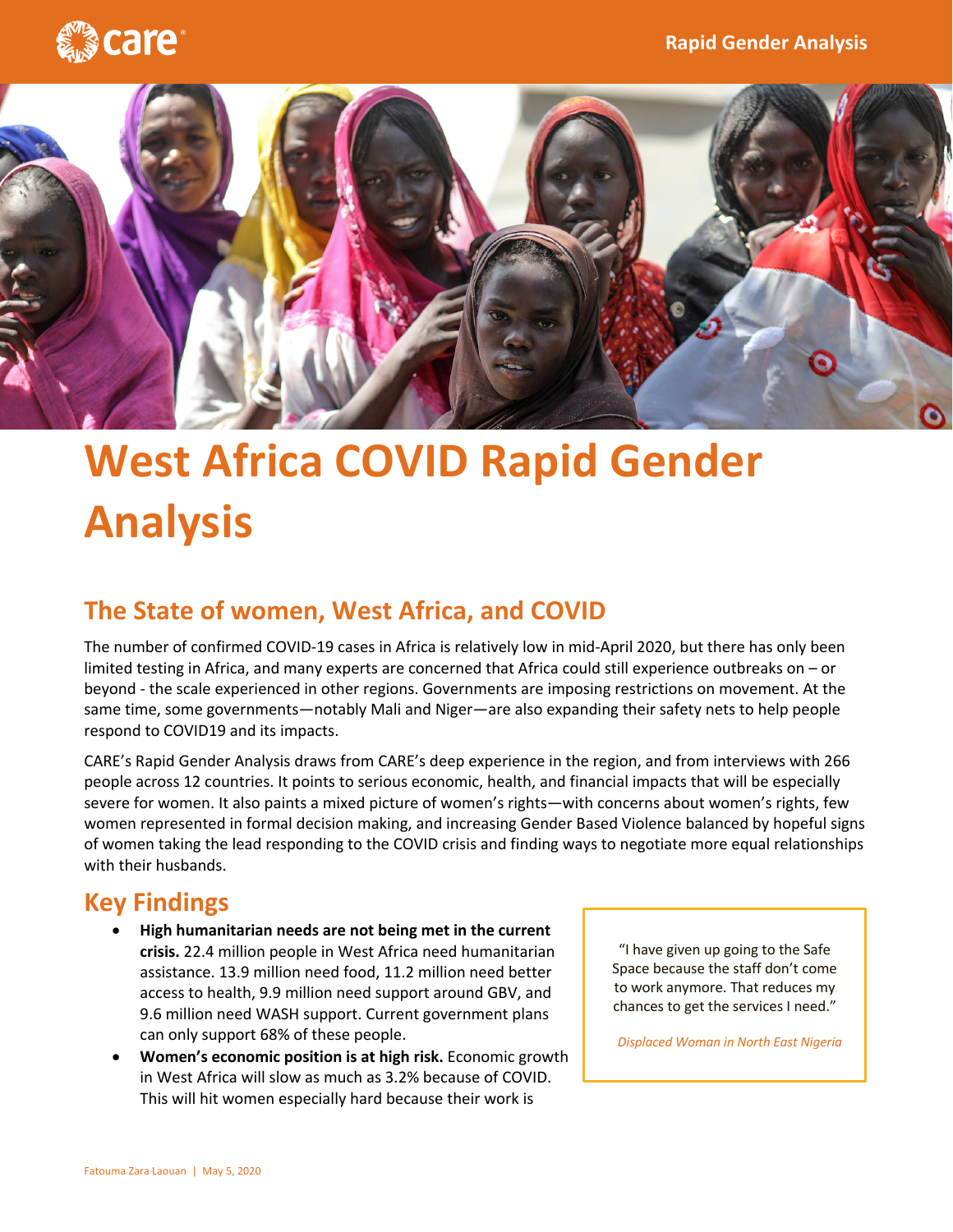# West Africa COVID Rapid Gender Analysis

## The State of women, West Africa, and COVID

The number of confirmed COVID-19 cases in Africa is relatively low in mid-April 2020, but there has only been limited testing in Africa, and many experts are concerned that Africa could still experience outbreaks on – or beyond - the scale experienced in other regions. Governments are imposing restrictions on movement. At the same time, some governments—notably Mali and Niger—are also expanding their safety nets to help people respond to COVID19 and its impacts.

CARE's Rapid Gender Analysis draws from CARE's deep experience in the region, and from interviews with 266 people across 12 countries. It points to serious economic, health, and financial impacts that will be especially severe for women. It also paints a mixed picture of women's rights—with concerns about women's rights, few women represented in formal decision making, and increasing Gender Based Violence balanced by hopeful signs of women taking the lead responding to the COVID crisis and finding ways to negotiate more equal relationships with their husbands.

## Key Findings

- **High humanitarian needs are not being met in the current crisis.** 22.4 million people in West Africa need humanitarian assistance. 13.9 million need food, 11.2 million need better access to health, 9.9 million need support around GBV, and 9.6 million need WASH support. Current government plans can only support 68% of these people.
- **Women's economic position is at high risk.** Economic growth in West Africa will slow as much as 3.2% because of COVID. This will hit women especially hard because their work is

> "I have given up going to the Safe Space because the staff don't come to work anymore. That reduces my chances to get the services I need."
>
> *Displaced Woman in North East Nigeria*

Fatouma Zara Laouan | May 5, 2020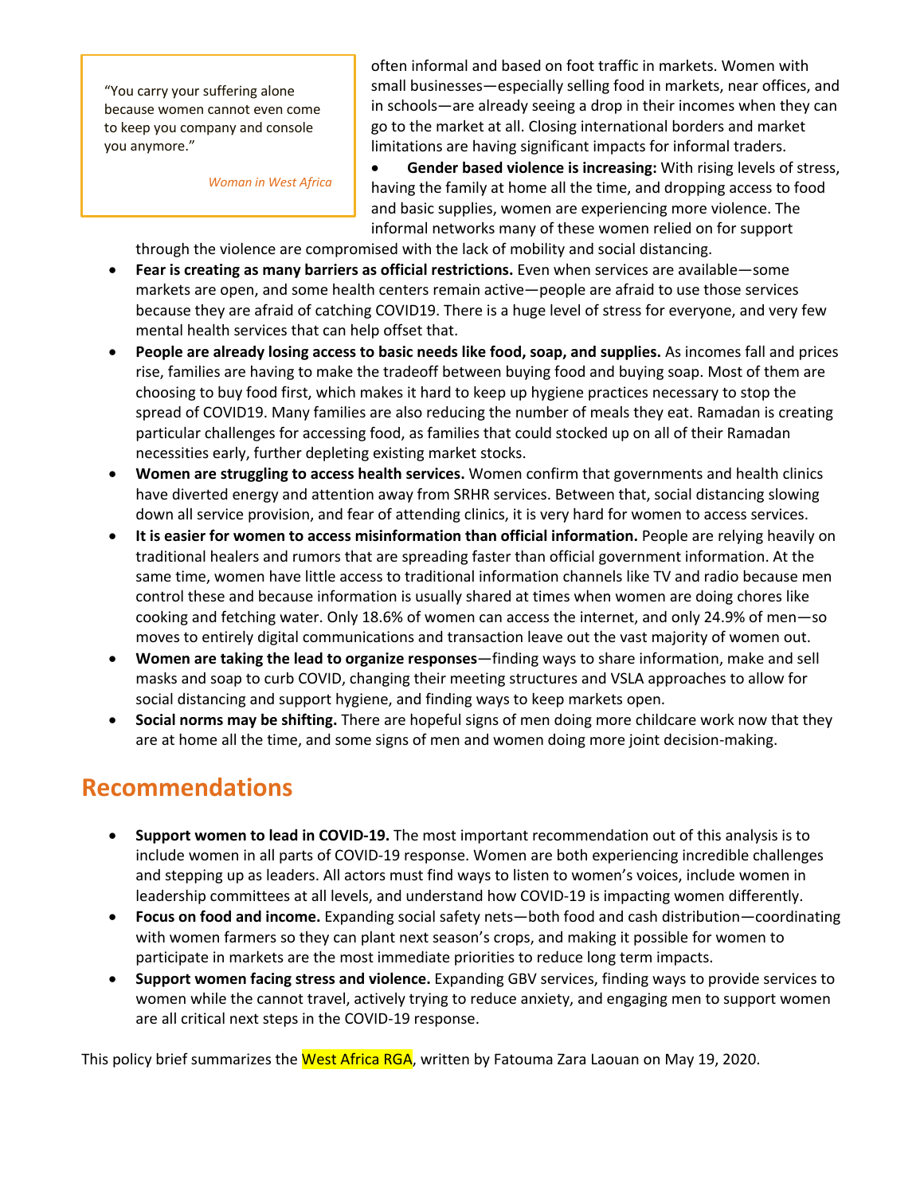> "You carry your suffering alone because women cannot even come to keep you company and console you anymore."
>
> *Woman in West Africa*

often informal and based on foot traffic in markets. Women with small businesses—especially selling food in markets, near offices, and in schools—are already seeing a drop in their incomes when they can go to the market at all. Closing international borders and market limitations are having significant impacts for informal traders.

- **Gender based violence is increasing:** With rising levels of stress, having the family at home all the time, and dropping access to food and basic supplies, women are experiencing more violence. The informal networks many of these women relied on for support through the violence are compromised with the lack of mobility and social distancing.
- **Fear is creating as many barriers as official restrictions.** Even when services are available—some markets are open, and some health centers remain active—people are afraid to use those services because they are afraid of catching COVID19. There is a huge level of stress for everyone, and very few mental health services that can help offset that.
- **People are already losing access to basic needs like food, soap, and supplies.** As incomes fall and prices rise, families are having to make the tradeoff between buying food and buying soap. Most of them are choosing to buy food first, which makes it hard to keep up hygiene practices necessary to stop the spread of COVID19. Many families are also reducing the number of meals they eat. Ramadan is creating particular challenges for accessing food, as families that could stocked up on all of their Ramadan necessities early, further depleting existing market stocks.
- **Women are struggling to access health services.** Women confirm that governments and health clinics have diverted energy and attention away from SRHR services. Between that, social distancing slowing down all service provision, and fear of attending clinics, it is very hard for women to access services.
- **It is easier for women to access misinformation than official information.** People are relying heavily on traditional healers and rumors that are spreading faster than official government information. At the same time, women have little access to traditional information channels like TV and radio because men control these and because information is usually shared at times when women are doing chores like cooking and fetching water. Only 18.6% of women can access the internet, and only 24.9% of men—so moves to entirely digital communications and transaction leave out the vast majority of women out.
- **Women are taking the lead to organize responses**—finding ways to share information, make and sell masks and soap to curb COVID, changing their meeting structures and VSLA approaches to allow for social distancing and support hygiene, and finding ways to keep markets open.
- **Social norms may be shifting.** There are hopeful signs of men doing more childcare work now that they are at home all the time, and some signs of men and women doing more joint decision-making.

## Recommendations

- **Support women to lead in COVID-19.** The most important recommendation out of this analysis is to include women in all parts of COVID-19 response. Women are both experiencing incredible challenges and stepping up as leaders. All actors must find ways to listen to women's voices, include women in leadership committees at all levels, and understand how COVID-19 is impacting women differently.
- **Focus on food and income.** Expanding social safety nets—both food and cash distribution—coordinating with women farmers so they can plant next season's crops, and making it possible for women to participate in markets are the most immediate priorities to reduce long term impacts.
- **Support women facing stress and violence.** Expanding GBV services, finding ways to provide services to women while the cannot travel, actively trying to reduce anxiety, and engaging men to support women are all critical next steps in the COVID-19 response.

This policy brief summarizes the West Africa RGA, written by Fatouma Zara Laouan on May 19, 2020.